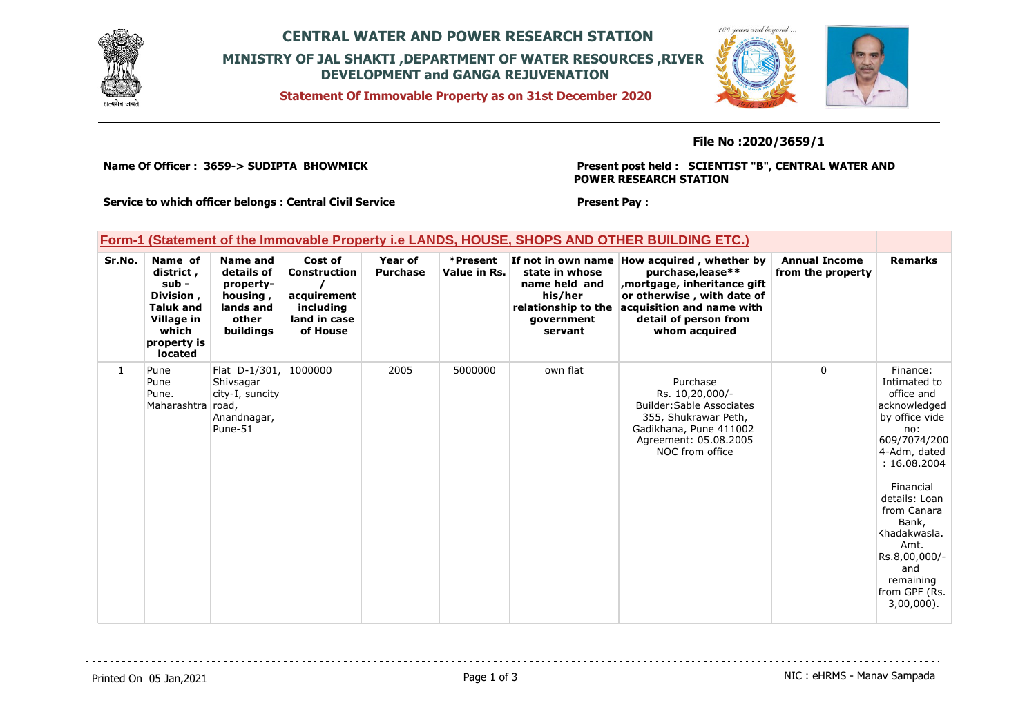# CENTRAL WATER AND POWER RESEARCH STATION

## MINISTRY OF JAL SHAKTI ,DEPARTMENT OF WATER RESOURCES ,RIVER DEVELOPMENT and GANGA REJUVENATION

**Statement Of Immovable Property as on 31st December 2020**

**File No :2020/3659/1**

**Name Of Officer : 3659-> SUDIPTA BHOWMICK**

**Present post held : SCIENTIST "B", CENTRAL WATER AND POWER RESEARCH STATION**

**Service to which officer belongs : Central Civil Service**

**Present Pay :**

## Form-1 (Statement of the Immovable Property i.e LANDS, HOUSE, SHOPS AND OTHER BUILDING ETC.)

| Sr.No. | Name of district , sub - Division , Taluk and Village in which property is located | Name and details of property-housing , lands and other buildings | Cost of Construction / acquirement including land in case of House | Year of Purchase | *Present Value in Rs. | If not in own name state in whose name held and his/her relationship to the government servant | How acquired , whether by purchase,lease** ,mortgage, inheritance gift or otherwise , with date of acquisition and name with detail of person from whom acquired | Annual Income from the property | Remarks |
|---|---|---|---|---|---|---|---|---|---|
| 1 | Pune Pune Pune. Maharashtra | Flat D-1/301, Shivsagar city-I, suncity road, Anandnagar, Pune-51 | 1000000 | 2005 | 5000000 | own flat | Purchase Rs. 10,20,000/- Builder:Sable Associates 355, Shukrawar Peth, Gadikhana, Pune 411002 Agreement: 05.08.2005 NOC from office | 0 | Finance: Intimated to office and acknowledged by office vide no: 609/7074/2004-Adm, dated : 16.08.2004 Financial details: Loan from Canara Bank, Khadakwasla. Amt. Rs.8,00,000/- and remaining from GPF (Rs. 3,00,000). |

Printed On 05 Jan,2021

NIC : eHRMS - Manav Sampada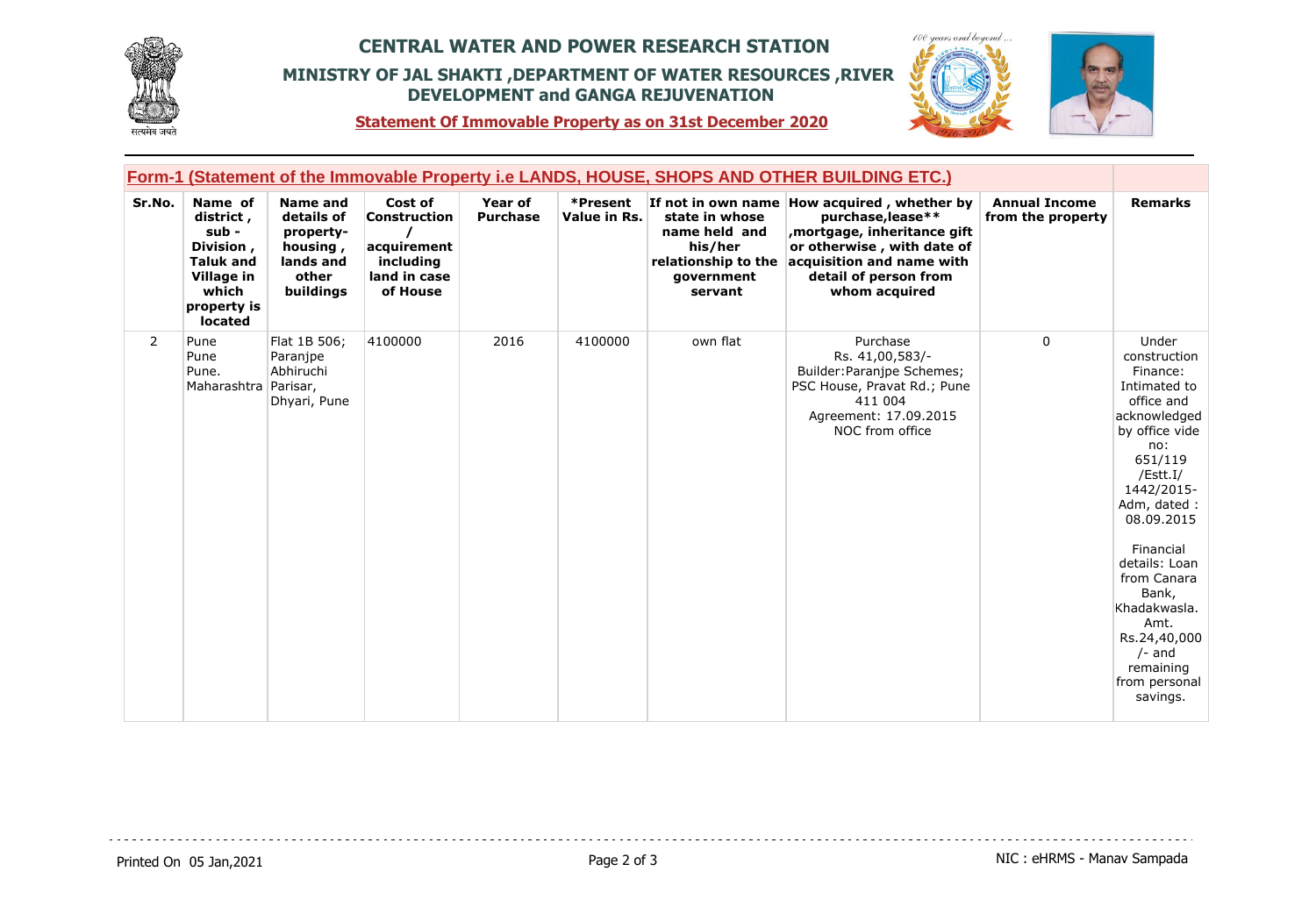# CENTRAL WATER AND POWER RESEARCH STATION

## MINISTRY OF JAL SHAKTI ,DEPARTMENT OF WATER RESOURCES ,RIVER DEVELOPMENT and GANGA REJUVENATION

**Statement Of Immovable Property as on 31st December 2020**

### Form-1 (Statement of the Immovable Property i.e LANDS, HOUSE, SHOPS AND OTHER BUILDING ETC.)

| Sr.No. | Name of district , sub - Division , Taluk and Village in which property is located | Name and details of property- housing , lands and other buildings | Cost of Construction / acquirement including land in case of House | Year of Purchase | *Present Value in Rs. | If not in own name state in whose name held and his/her relationship to the government servant | How acquired , whether by purchase,lease** ,mortgage, inheritance gift or otherwise , with date of acquisition and name with detail of person from whom acquired | Annual Income from the property | Remarks |
|---|---|---|---|---|---|---|---|---|---|
| 2 | Pune Pune Pune. Maharashtra | Flat 1B 506; Paranjpe Abhiruchi Parisar, Dhyari, Pune | 4100000 | 2016 | 4100000 | own flat | Purchase Rs. 41,00,583/- Builder:Paranjpe Schemes; PSC House, Pravat Rd.; Pune 411 004 Agreement: 17.09.2015 NOC from office | 0 | Under construction Finance: Intimated to office and acknowledged by office vide no: 651/119 /Estt.I/ 1442/2015-Adm, dated : 08.09.2015 Financial details: Loan from Canara Bank, Khadakwasla. Amt. Rs.24,40,000 /- and remaining from personal savings. |

Printed On 05 Jan,2021

NIC : eHRMS - Manav Sampada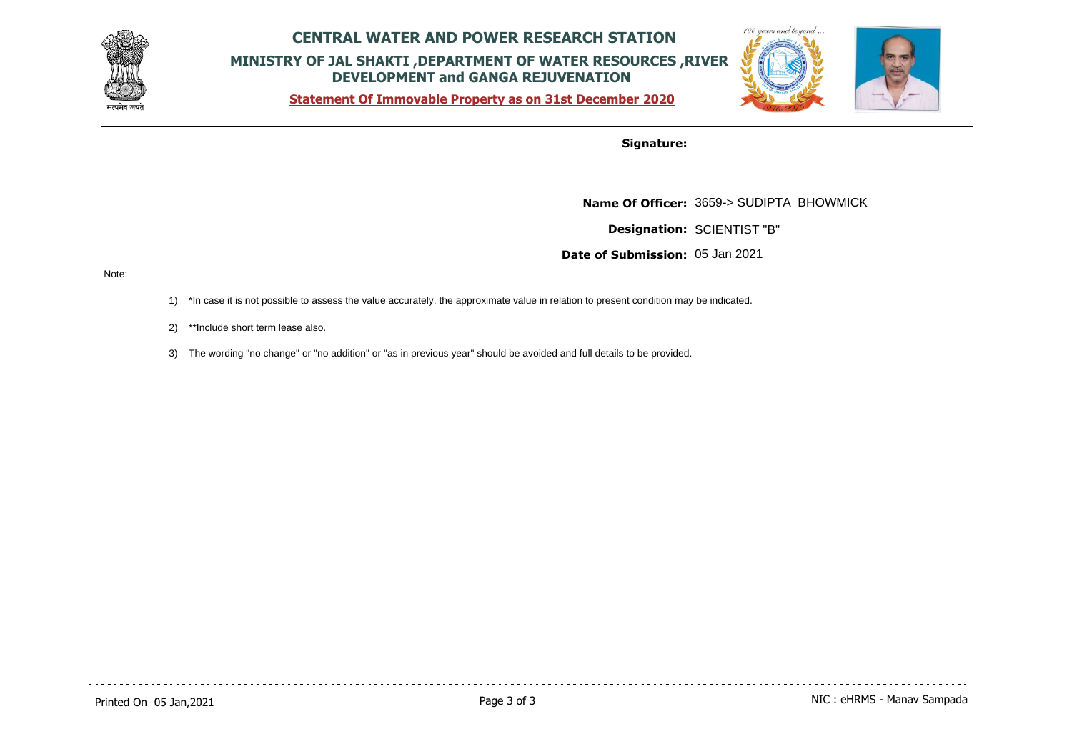# CENTRAL WATER AND POWER RESEARCH STATION

## MINISTRY OF JAL SHAKTI ,DEPARTMENT OF WATER RESOURCES ,RIVER DEVELOPMENT and GANGA REJUVENATION

**Statement Of Immovable Property as on 31st December 2020**

**Signature:**

**Name Of Officer:** 3659-> SUDIPTA BHOWMICK

**Designation:** SCIENTIST "B"

**Date of Submission:** 05 Jan 2021

Note:

1) *In case it is not possible to assess the value accurately, the approximate value in relation to present condition may be indicated.

2) **Include short term lease also.

3) The wording "no change" or "no addition" or "as in previous year" should be avoided and full details to be provided.

Printed On 05 Jan,2021

NIC : eHRMS - Manav Sampada